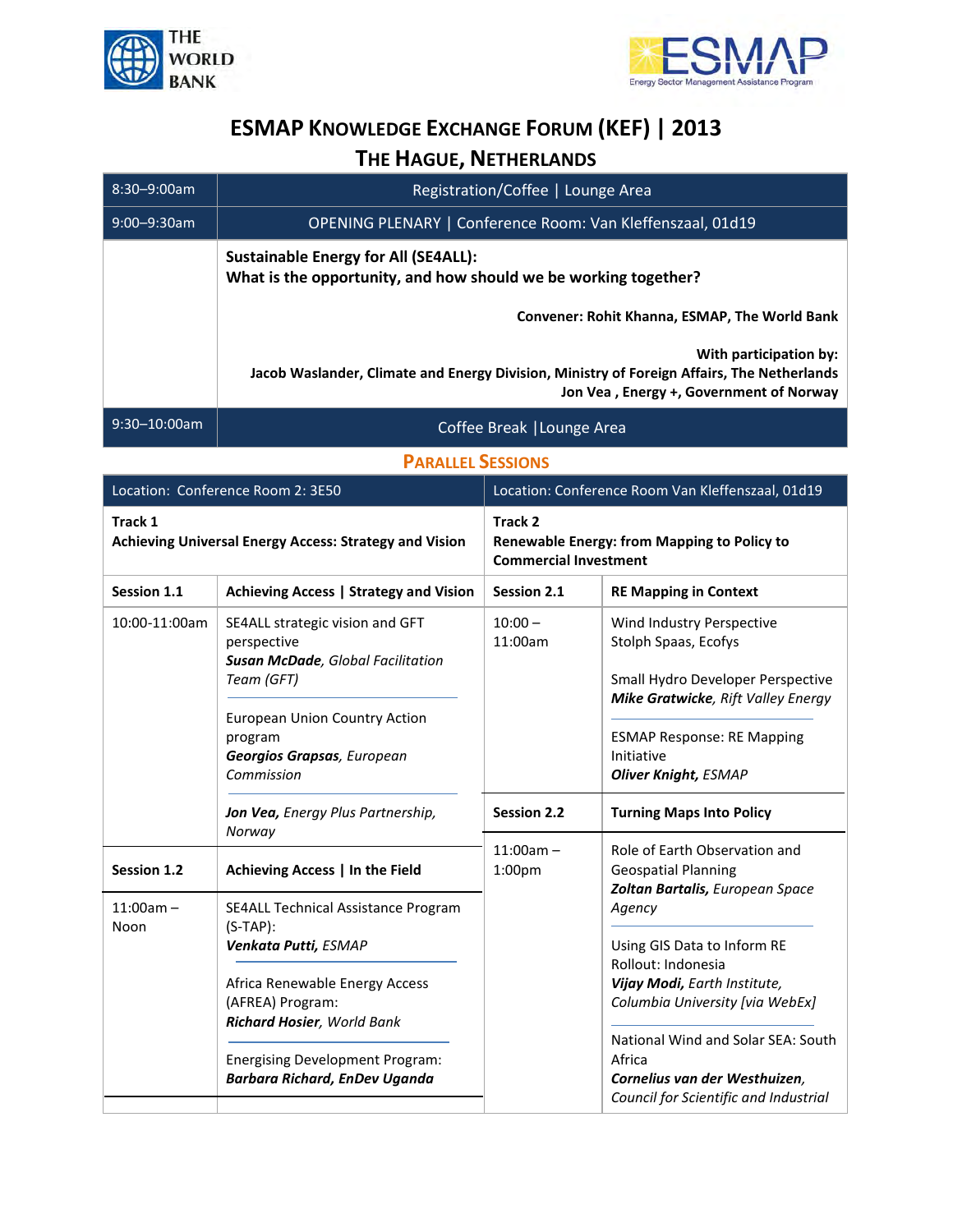# ESMAP Knowledge Exchange Forum (KEF) | 2013

## The Hague, Netherlands

| | |
|---|---|
| 8:30–9:00am | Registration/Coffee \| Lounge Area |
| 9:00–9:30am | OPENING PLENARY \| Conference Room: Van Kleffenszaal, 01d19 |
| | **Sustainable Energy for All (SE4ALL): What is the opportunity, and how should we be working together?**<br><br>**Convener: Rohit Khanna, ESMAP, The World Bank**<br><br>**With participation by:**<br>**Jacob Waslander, Climate and Energy Division, Ministry of Foreign Affairs, The Netherlands**<br>**Jon Vea , Energy +, Government of Norway** |
| 9:30–10:00am | Coffee Break \|Lounge Area |

## Parallel Sessions

| Location: Conference Room 2: 3E50 | | Location: Conference Room Van Kleffenszaal, 01d19 | |
|---|---|---|---|
| **Track 1**<br>**Achieving Universal Energy Access: Strategy and Vision** | | **Track 2**<br>**Renewable Energy: from Mapping to Policy to Commercial Investment** | |
| **Session 1.1** | **Achieving Access \| Strategy and Vision** | **Session 2.1** | **RE Mapping in Context** |
| 10:00-11:00am | SE4ALL strategic vision and GFT perspective<br>***Susan McDade**, Global Facilitation Team (GFT)*<br><br>European Union Country Action program<br>***Georgios Grapsas**, European Commission*<br><br>***Jon Vea**, Energy Plus Partnership, Norway* | 10:00 – 11:00am | Wind Industry Perspective<br>Stolph Spaas, Ecofys<br><br>Small Hydro Developer Perspective<br>***Mike Gratwicke**, Rift Valley Energy*<br><br>ESMAP Response: RE Mapping Initiative<br>***Oliver Knight**, ESMAP* |
| | | **Session 2.2** | **Turning Maps Into Policy** |
| **Session 1.2** | **Achieving Access \| In the Field** | 11:00am – 1:00pm | Role of Earth Observation and Geospatial Planning<br>***Zoltan Bartalis**, European Space Agency*<br><br>Using GIS Data to Inform RE Rollout: Indonesia<br>***Vijay Modi**, Earth Institute, Columbia University [via WebEx]*<br><br>National Wind and Solar SEA: South Africa<br>***Cornelius van der Westhuizen**, Council for Scientific and Industrial* |
| 11:00am – Noon | SE4ALL Technical Assistance Program (S-TAP):<br>***Venkata Putti**, ESMAP*<br><br>Africa Renewable Energy Access (AFREA) Program:<br>***Richard Hosier**, World Bank*<br><br>Energising Development Program:<br>***Barbara Richard, EnDev Uganda*** | | |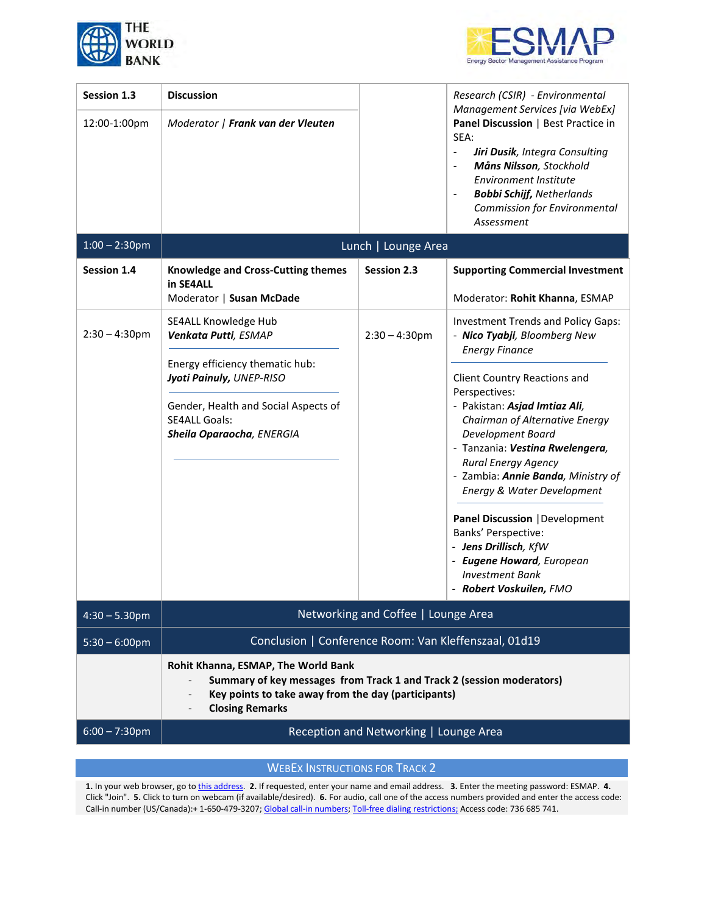| | | | |
|---|---|---|---|
| **Session 1.3** | **Discussion** | | *Research (CSIR) - Environmental Management Services [via WebEx]* **Panel Discussion** \| Best Practice in SEA: - ***Jiri Dusik****, Integra Consulting* - ***Måns Nilsson****, Stockhold Environment Institute* - ***Bobbi Schijf,*** *Netherlands Commission for Environmental Assessment* |
| 12:00-1:00pm | *Moderator \|* ***Frank van der Vleuten*** | | |
| 1:00 – 2:30pm | Lunch \| Lounge Area | | |
| **Session 1.4** | **Knowledge and Cross-Cutting themes in SE4ALL** Moderator \| **Susan McDade** | **Session 2.3** | **Supporting Commercial Investment** Moderator: **Rohit Khanna**, ESMAP |
| 2:30 – 4:30pm | SE4ALL Knowledge Hub ***Venkata Putti****, ESMAP* Energy efficiency thematic hub: ***Jyoti Painuly,*** *UNEP-RISO* Gender, Health and Social Aspects of SE4ALL Goals: ***Sheila Oparaocha****, ENERGIA* | 2:30 – 4:30pm | Investment Trends and Policy Gaps: - ***Nico Tyabji****, Bloomberg New Energy Finance* Client Country Reactions and Perspectives: - Pakistan: ***Asjad Imtiaz Ali****, Chairman of Alternative Energy Development Board* - Tanzania: ***Vestina Rwelengera****, Rural Energy Agency* - Zambia: ***Annie Banda****, Ministry of Energy & Water Development* **Panel Discussion** \|Development Banks' Perspective: - ***Jens Drillisch****, KfW* - ***Eugene Howard****, European Investment Bank* - ***Robert Voskuilen,*** *FMO* |
| 4:30 – 5.30pm | Networking and Coffee \| Lounge Area | | |
| 5:30 – 6:00pm | Conclusion \| Conference Room: Van Kleffenszaal, 01d19 | | |
| | **Rohit Khanna, ESMAP, The World Bank** - **Summary of key messages from Track 1 and Track 2 (session moderators)** - **Key points to take away from the day (participants)** - **Closing Remarks** | | |
| 6:00 – 7:30pm | Reception and Networking \| Lounge Area | | |

## WebEx Instructions for Track 2

**1.** In your web browser, go to this address. **2.** If requested, enter your name and email address. **3.** Enter the meeting password: ESMAP. **4.** Click "Join". **5.** Click to turn on webcam (if available/desired). **6.** For audio, call one of the access numbers provided and enter the access code: Call-in number (US/Canada):+ 1-650-479-3207; Global call-in numbers; Toll-free dialing restrictions; Access code: 736 685 741.